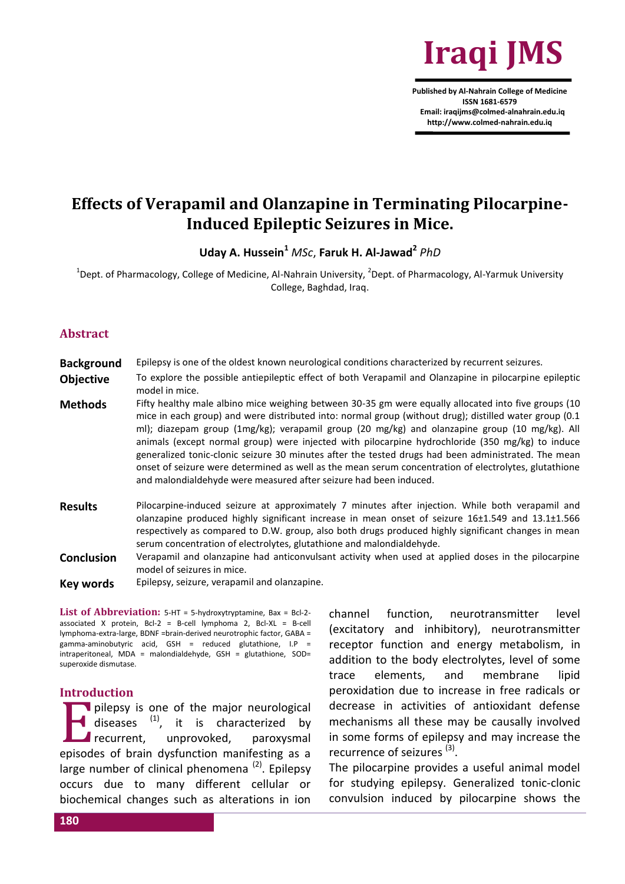Iraqi JMS

Published by Al-Nahrain College of Medicine
ISSN 1681-6579
Email: iraqijms@colmed-alnahrain.edu.iq
http://www.colmed-nahrain.edu.iq

# Effects of Verapamil and Olanzapine in Terminating Pilocarpine-Induced Epileptic Seizures in Mice.

**Uday A. Hussein**[1] *MSc*, **Faruk H. Al-Jawad**[2] *PhD*

[1]Dept. of Pharmacology, College of Medicine, Al-Nahrain University, [2]Dept. of Pharmacology, Al-Yarmuk University College, Baghdad, Iraq.

## Abstract

**Background** Epilepsy is one of the oldest known neurological conditions characterized by recurrent seizures.

**Objective** To explore the possible antiepileptic effect of both Verapamil and Olanzapine in pilocarpine epileptic model in mice.

**Methods** Fifty healthy male albino mice weighing between 30-35 gm were equally allocated into five groups (10 mice in each group) and were distributed into: normal group (without drug); distilled water group (0.1 ml); diazepam group (1mg/kg); verapamil group (20 mg/kg) and olanzapine group (10 mg/kg). All animals (except normal group) were injected with pilocarpine hydrochloride (350 mg/kg) to induce generalized tonic-clonic seizure 30 minutes after the tested drugs had been administrated. The mean onset of seizure were determined as well as the mean serum concentration of electrolytes, glutathione and malondialdehyde were measured after seizure had been induced.

**Results** Pilocarpine-induced seizure at approximately 7 minutes after injection. While both verapamil and olanzapine produced highly significant increase in mean onset of seizure 16±1.549 and 13.1±1.566 respectively as compared to D.W. group, also both drugs produced highly significant changes in mean serum concentration of electrolytes, glutathione and malondialdehyde.

**Conclusion** Verapamil and olanzapine had anticonvulsant activity when used at applied doses in the pilocarpine model of seizures in mice.

**Key words** Epilepsy, seizure, verapamil and olanzapine.

**List of Abbreviation:** 5-HT = 5-hydroxytryptamine, Bax = Bcl-2-associated X protein, Bcl-2 = B-cell lymphoma 2, Bcl-XL = B-cell lymphoma-extra-large, BDNF =brain-derived neurotrophic factor, GABA = gamma-aminobutyric acid, GSH = reduced glutathione, I.P = intraperitoneal, MDA = malondialdehyde, GSH = glutathione, SOD= superoxide dismutase.

## Introduction

Epilepsy is one of the major neurological diseases [1], it is characterized by recurrent, unprovoked, paroxysmal episodes of brain dysfunction manifesting as a large number of clinical phenomena [2]. Epilepsy occurs due to many different cellular or biochemical changes such as alterations in ion channel function, neurotransmitter level (excitatory and inhibitory), neurotransmitter receptor function and energy metabolism, in addition to the body electrolytes, level of some trace elements, and membrane lipid peroxidation due to increase in free radicals or decrease in activities of antioxidant defense mechanisms all these may be causally involved in some forms of epilepsy and may increase the recurrence of seizures [3].

The pilocarpine provides a useful animal model for studying epilepsy. Generalized tonic-clonic convulsion induced by pilocarpine shows the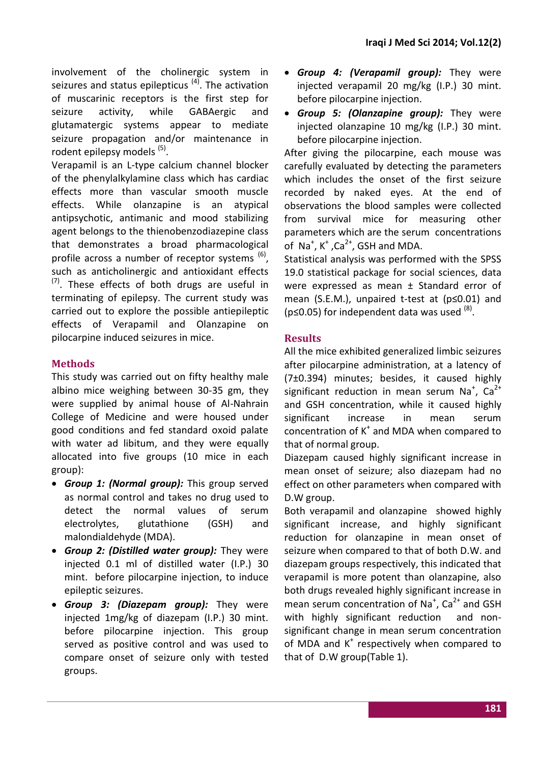involvement of the cholinergic system in seizures and status epilepticus [4]. The activation of muscarinic receptors is the first step for seizure activity, while GABAergic and glutamatergic systems appear to mediate seizure propagation and/or maintenance in rodent epilepsy models [5].

Verapamil is an L-type calcium channel blocker of the phenylalkylamine class which has cardiac effects more than vascular smooth muscle effects. While olanzapine is an atypical antipsychotic, antimanic and mood stabilizing agent belongs to the thienobenzodiazepine class that demonstrates a broad pharmacological profile across a number of receptor systems [6], such as anticholinergic and antioxidant effects [7]. These effects of both drugs are useful in terminating of epilepsy. The current study was carried out to explore the possible antiepileptic effects of Verapamil and Olanzapine on pilocarpine induced seizures in mice.

## Methods

This study was carried out on fifty healthy male albino mice weighing between 30-35 gm, they were supplied by animal house of Al-Nahrain College of Medicine and were housed under good conditions and fed standard oxoid palate with water ad libitum, and they were equally allocated into five groups (10 mice in each group):

- ***Group 1: (Normal group):*** This group served as normal control and takes no drug used to detect the normal values of serum electrolytes, glutathione (GSH) and malondialdehyde (MDA).
- ***Group 2: (Distilled water group):*** They were injected 0.1 ml of distilled water (I.P.) 30 mint. before pilocarpine injection, to induce epileptic seizures.
- ***Group 3: (Diazepam group):*** They were injected 1mg/kg of diazepam (I.P.) 30 mint. before pilocarpine injection. This group served as positive control and was used to compare onset of seizure only with tested groups.
- ***Group 4: (Verapamil group):*** They were injected verapamil 20 mg/kg (I.P.) 30 mint. before pilocarpine injection.
- ***Group 5: (Olanzapine group):*** They were injected olanzapine 10 mg/kg (I.P.) 30 mint. before pilocarpine injection.

After giving the pilocarpine, each mouse was carefully evaluated by detecting the parameters which includes the onset of the first seizure recorded by naked eyes. At the end of observations the blood samples were collected from survival mice for measuring other parameters which are the serum concentrations of $Na^{+}$, $K^{+}$, $Ca^{2+}$, GSH and MDA.

Statistical analysis was performed with the SPSS 19.0 statistical package for social sciences, data were expressed as mean ± Standard error of mean (S.E.M.), unpaired t-test at ($p \leq 0.01$) and ($p \leq 0.05$) for independent data was used [8].

## Results

All the mice exhibited generalized limbic seizures after pilocarpine administration, at a latency of (7±0.394) minutes; besides, it caused highly significant reduction in mean serum $Na^{+}$, $Ca^{2+}$ and GSH concentration, while it caused highly significant increase in mean serum concentration of $K^{+}$ and MDA when compared to that of normal group.

Diazepam caused highly significant increase in mean onset of seizure; also diazepam had no effect on other parameters when compared with D.W group.

Both verapamil and olanzapine showed highly significant increase, and highly significant reduction for olanzapine in mean onset of seizure when compared to that of both D.W. and diazepam groups respectively, this indicated that verapamil is more potent than olanzapine, also both drugs revealed highly significant increase in mean serum concentration of $Na^{+}$, $Ca^{2+}$ and GSH with highly significant reduction and non-significant change in mean serum concentration of MDA and $K^{+}$ respectively when compared to that of D.W group(Table 1).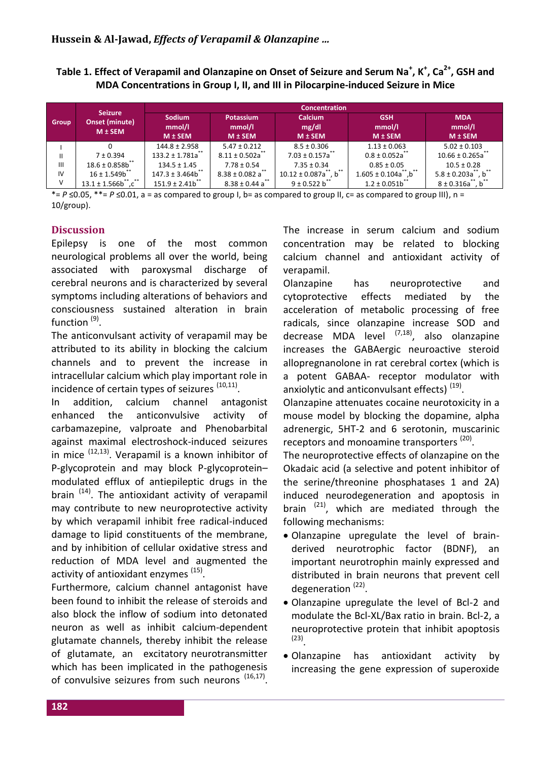**Table 1. Effect of Verapamil and Olanzapine on Onset of Seizure and Serum $Na^+$, $K^+$, $Ca^{2+}$, GSH and MDA Concentrations in Group I, II, and III in Pilocarpine-induced Seizure in Mice**

| Group | Seizure Onset (minute) M ± SEM | Concentration | | | | |
|---|---|---|---|---|---|---|
| | | Sodium mmol/l M ± SEM | Potassium mmol/l M ± SEM | Calcium mg/dl M ± SEM | GSH mmol/l M ± SEM | MDA mmol/l M ± SEM |
| I | 0 | 144.8 ± 2.958 | 5.47 ± 0.212 | 8.5 ± 0.306 | 1.13 ± 0.063 | 5.02 ± 0.103 |
| II | 7 ± 0.394 | 133.2 ± 1.781a** | 8.11 ± 0.502a** | 7.03 ± 0.157a** | 0.8 ± 0.052a** | 10.66 ± 0.265a** |
| III | 18.6 ± 0.858b** | 134.5 ± 1.45 | 7.78 ± 0.54 | 7.35 ± 0.34 | 0.85 ± 0.05 | 10.5 ± 0.28 |
| IV | 16 ± 1.549b** | 147.3 ± 3.464b** | 8.38 ± 0.082 a** | 10.12 ± 0.087a**, b** | 1.605 ± 0.104a**,b** | 5.8 ± 0.203a**, b** |
| V | 13.1 ± 1.566b**,c** | 151.9 ± 2.41b** | 8.38 ± 0.44 a** | 9 ± 0.522 b** | 1.2 ± 0.051b** | 8 ± 0.316a**, b** |

*= $P \leq 0.05$, **= $P \leq 0.01$, a = as compared to group I, b= as compared to group II, c= as compared to group III), n = 10/group).

## Discussion

Epilepsy is one of the most common neurological problems all over the world, being associated with paroxysmal discharge of cerebral neurons and is characterized by several symptoms including alterations of behaviors and consciousness sustained alteration in brain function [9].

The anticonvulsant activity of verapamil may be attributed to its ability in blocking the calcium channels and to prevent the increase in intracellular calcium which play important role in incidence of certain types of seizures [10,11].

In addition, calcium channel antagonist enhanced the anticonvulsive activity of carbamazepine, valproate and Phenobarbital against maximal electroshock-induced seizures in mice [12,13]. Verapamil is a known inhibitor of P-glycoprotein and may block P-glycoprotein–modulated efflux of antiepileptic drugs in the brain [14]. The antioxidant activity of verapamil may contribute to new neuroprotective activity by which verapamil inhibit free radical-induced damage to lipid constituents of the membrane, and by inhibition of cellular oxidative stress and reduction of MDA level and augmented the activity of antioxidant enzymes [15].

Furthermore, calcium channel antagonist have been found to inhibit the release of steroids and also block the inflow of sodium into detonated neuron as well as inhibit calcium-dependent glutamate channels, thereby inhibit the release of glutamate, an excitatory neurotransmitter which has been implicated in the pathogenesis of convulsive seizures from such neurons [16,17].

The increase in serum calcium and sodium concentration may be related to blocking calcium channel and antioxidant activity of verapamil.

Olanzapine has neuroprotective and cytoprotective effects mediated by the acceleration of metabolic processing of free radicals, since olanzapine increase SOD and decrease MDA level [7,18], also olanzapine increases the GABAergic neuroactive steroid allopregnanolone in rat cerebral cortex (which is a potent GABAA- receptor modulator with anxiolytic and anticonvulsant effects) [19].

Olanzapine attenuates cocaine neurotoxicity in a mouse model by blocking the dopamine, alpha adrenergic, 5HT-2 and 6 serotonin, muscarinic receptors and monoamine transporters [20].

The neuroprotective effects of olanzapine on the Okadaic acid (a selective and potent inhibitor of the serine/threonine phosphatases 1 and 2A) induced neurodegeneration and apoptosis in brain [21], which are mediated through the following mechanisms:

- Olanzapine upregulate the level of brain-derived neurotrophic factor (BDNF), an important neurotrophin mainly expressed and distributed in brain neurons that prevent cell degeneration [22].
- Olanzapine upregulate the level of Bcl-2 and modulate the Bcl-XL/Bax ratio in brain. Bcl-2, a neuroprotective protein that inhibit apoptosis [23].
- Olanzapine has antioxidant activity by increasing the gene expression of superoxide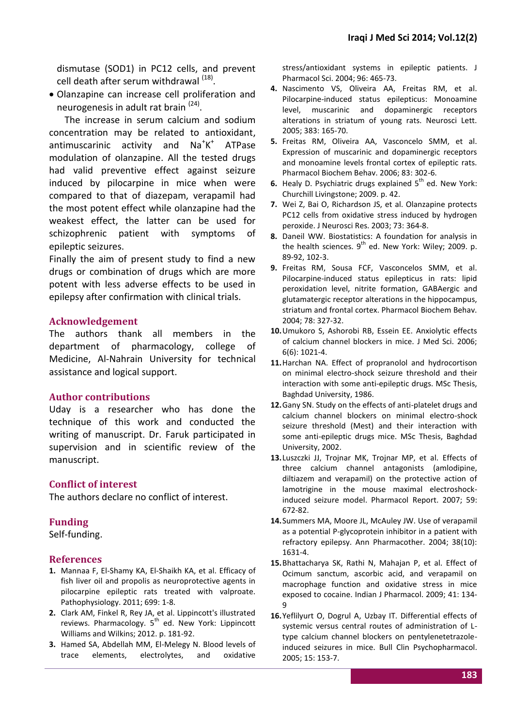dismutase (SOD1) in PC12 cells, and prevent cell death after serum withdrawal [18].

- Olanzapine can increase cell proliferation and neurogenesis in adult rat brain [24].

The increase in serum calcium and sodium concentration may be related to antioxidant, antimuscarinic activity and $Na^+K^+$ ATPase modulation of olanzapine. All the tested drugs had valid preventive effect against seizure induced by pilocarpine in mice when were compared to that of diazepam, verapamil had the most potent effect while olanzapine had the weakest effect, the latter can be used for schizophrenic patient with symptoms of epileptic seizures.

Finally the aim of present study to find a new drugs or combination of drugs which are more potent with less adverse effects to be used in epilepsy after confirmation with clinical trials.

## Acknowledgement

The authors thank all members in the department of pharmacology, college of Medicine, Al-Nahrain University for technical assistance and logical support.

## Author contributions

Uday is a researcher who has done the technique of this work and conducted the writing of manuscript. Dr. Faruk participated in supervision and in scientific review of the manuscript.

## Conflict of interest

The authors declare no conflict of interest.

## Funding

Self-funding.

## References

1. Mannaa F, El-Shamy KA, El-Shaikh KA, et al. Efficacy of fish liver oil and propolis as neuroprotective agents in pilocarpine epileptic rats treated with valproate. Pathophysiology. 2011; 699: 1-8.
2. Clark AM, Finkel R, Rey JA, et al. Lippincott's illustrated reviews. Pharmacology. 5th ed. New York: Lippincott Williams and Wilkins; 2012. p. 181-92.
3. Hamed SA, Abdellah MM, El-Melegy N. Blood levels of trace elements, electrolytes, and oxidative stress/antioxidant systems in epileptic patients. J Pharmacol Sci. 2004; 96: 465-73.
4. Nascimento VS, Oliveira AA, Freitas RM, et al. Pilocarpine-induced status epilepticus: Monoamine level, muscarinic and dopaminergic receptors alterations in striatum of young rats. Neurosci Lett. 2005; 383: 165-70.
5. Freitas RM, Oliveira AA, Vasconcelo SMM, et al. Expression of muscarinic and dopaminergic receptors and monoamine levels frontal cortex of epileptic rats. Pharmacol Biochem Behav. 2006; 83: 302-6.
6. Healy D. Psychiatric drugs explained 5th ed. New York: Churchill Livingstone; 2009. p. 42.
7. Wei Z, Bai O, Richardson JS, et al. Olanzapine protects PC12 cells from oxidative stress induced by hydrogen peroxide. J Neurosci Res. 2003; 73: 364-8.
8. Daneil WW. Biostatistics: A foundation for analysis in the health sciences. 9th ed. New York: Wiley; 2009. p. 89-92, 102-3.
9. Freitas RM, Sousa FCF, Vasconcelos SMM, et al. Pilocarpine-induced status epilepticus in rats: lipid peroxidation level, nitrite formation, GABAergic and glutamatergic receptor alterations in the hippocampus, striatum and frontal cortex. Pharmacol Biochem Behav. 2004; 78: 327-32.
10. Umukoro S, Ashorobi RB, Essein EE. Anxiolytic effects of calcium channel blockers in mice. J Med Sci. 2006; 6(6): 1021-4.
11. Harchan NA. Effect of propranolol and hydrocortison on minimal electro-shock seizure threshold and their interaction with some anti-epileptic drugs. MSc Thesis, Baghdad University, 1986.
12. Gany SN. Study on the effects of anti-platelet drugs and calcium channel blockers on minimal electro-shock seizure threshold (Mest) and their interaction with some anti-epileptic drugs mice. MSc Thesis, Baghdad University, 2002.
13. Luszczki JJ, Trojnar MK, Trojnar MP, et al. Effects of three calcium channel antagonists (amlodipine, diltiazem and verapamil) on the protective action of lamotrigine in the mouse maximal electroshock-induced seizure model. Pharmacol Report. 2007; 59: 672-82.
14. Summers MA, Moore JL, McAuley JW. Use of verapamil as a potential P-glycoprotein inhibitor in a patient with refractory epilepsy. Ann Pharmacother. 2004; 38(10): 1631-4.
15. Bhattacharya SK, Rathi N, Mahajan P, et al. Effect of Ocimum sanctum, ascorbic acid, and verapamil on macrophage function and oxidative stress in mice exposed to cocaine. Indian J Pharmacol. 2009; 41: 134-9
16. Yeflilyurt O, Dogrul A, Uzbay IT. Differential effects of systemic versus central routes of administration of L-type calcium channel blockers on pentylenetetrazole-induced seizures in mice. Bull Clin Psychopharmacol. 2005; 15: 153-7.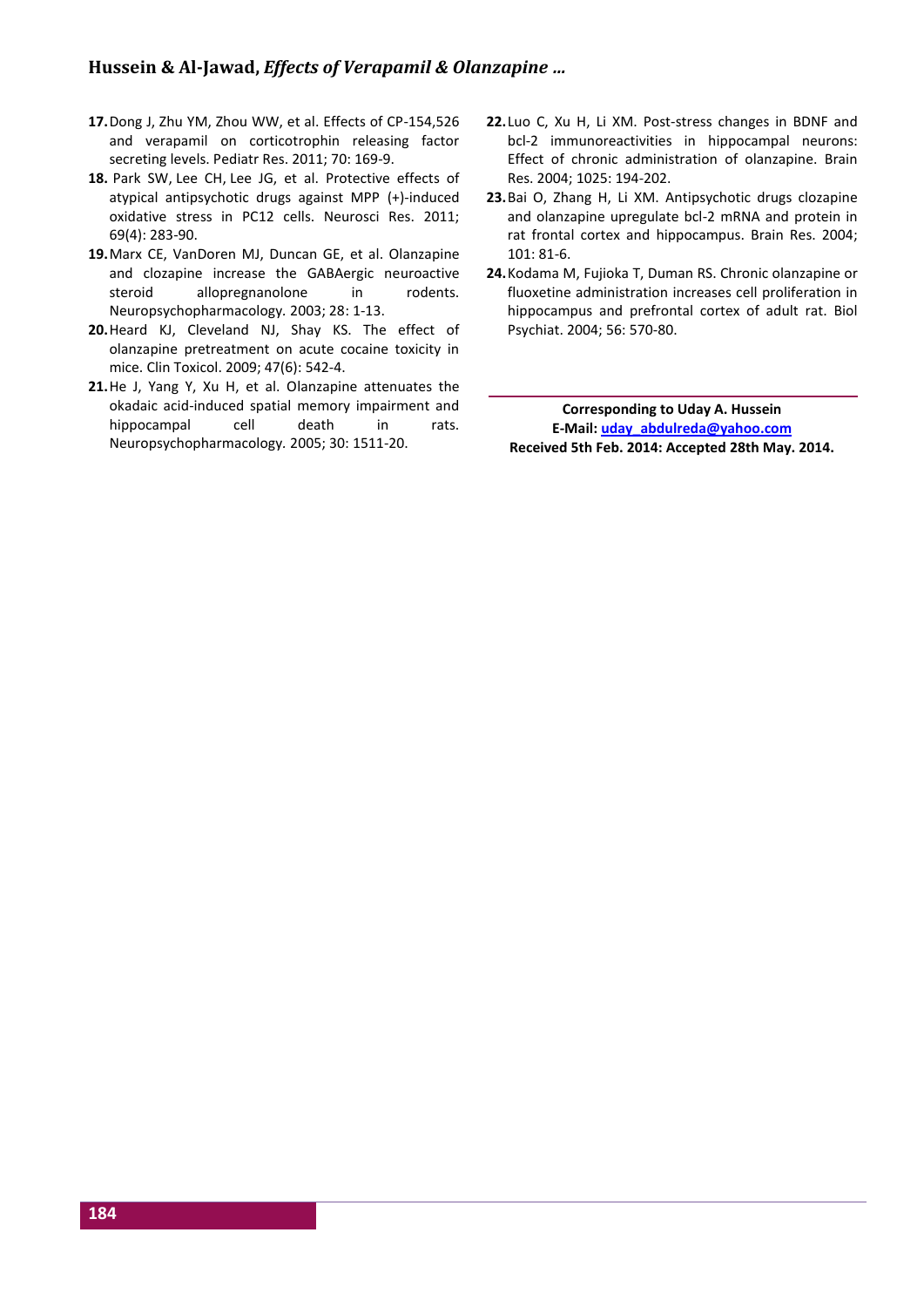17. Dong J, Zhu YM, Zhou WW, et al. Effects of CP-154,526 and verapamil on corticotrophin releasing factor secreting levels. Pediatr Res. 2011; 70: 169-9.
18. Park SW, Lee CH, Lee JG, et al. Protective effects of atypical antipsychotic drugs against MPP (+)-induced oxidative stress in PC12 cells. Neurosci Res. 2011; 69(4): 283-90.
19. Marx CE, VanDoren MJ, Duncan GE, et al. Olanzapine and clozapine increase the GABAergic neuroactive steroid allopregnanolone in rodents. Neuropsychopharmacology. 2003; 28: 1-13.
20. Heard KJ, Cleveland NJ, Shay KS. The effect of olanzapine pretreatment on acute cocaine toxicity in mice. Clin Toxicol. 2009; 47(6): 542-4.
21. He J, Yang Y, Xu H, et al. Olanzapine attenuates the okadaic acid-induced spatial memory impairment and hippocampal cell death in rats. Neuropsychopharmacology. 2005; 30: 1511-20.
22. Luo C, Xu H, Li XM. Post-stress changes in BDNF and bcl-2 immunoreactivities in hippocampal neurons: Effect of chronic administration of olanzapine. Brain Res. 2004; 1025: 194-202.
23. Bai O, Zhang H, Li XM. Antipsychotic drugs clozapine and olanzapine upregulate bcl-2 mRNA and protein in rat frontal cortex and hippocampus. Brain Res. 2004; 101: 81-6.
24. Kodama M, Fujioka T, Duman RS. Chronic olanzapine or fluoxetine administration increases cell proliferation in hippocampus and prefrontal cortex of adult rat. Biol Psychiat. 2004; 56: 570-80.

---

**Corresponding to Uday A. Hussein**
**E-Mail:** uday_abdulreda@yahoo.com
**Received 5th Feb. 2014: Accepted 28th May. 2014.**